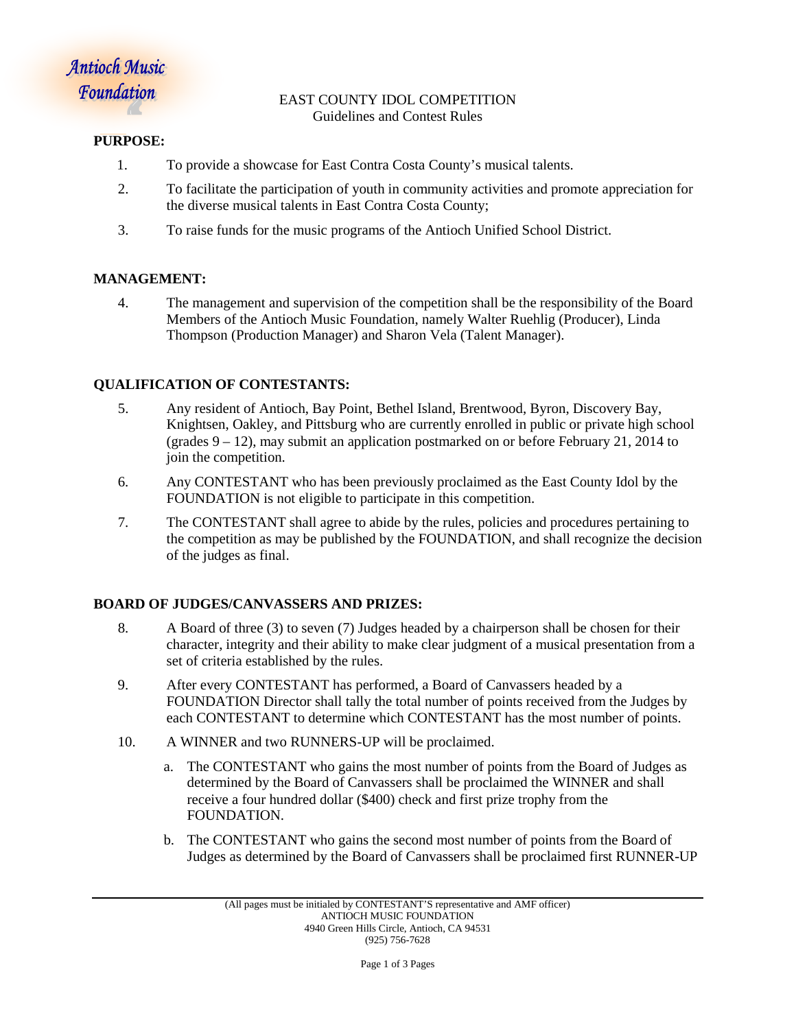Antioch Music Foundation

EAST COUNTY IDOL COMPETITION
Guidelines and Contest Rules

**PURPOSE:**

1. To provide a showcase for East Contra Costa County's musical talents.
2. To facilitate the participation of youth in community activities and promote appreciation for the diverse musical talents in East Contra Costa County;
3. To raise funds for the music programs of the Antioch Unified School District.

**MANAGEMENT:**

4. The management and supervision of the competition shall be the responsibility of the Board Members of the Antioch Music Foundation, namely Walter Ruehlig (Producer), Linda Thompson (Production Manager) and Sharon Vela (Talent Manager).

**QUALIFICATION OF CONTESTANTS:**

5. Any resident of Antioch, Bay Point, Bethel Island, Brentwood, Byron, Discovery Bay, Knightsen, Oakley, and Pittsburg who are currently enrolled in public or private high school (grades 9 – 12), may submit an application postmarked on or before February 21, 2014 to join the competition.
6. Any CONTESTANT who has been previously proclaimed as the East County Idol by the FOUNDATION is not eligible to participate in this competition.
7. The CONTESTANT shall agree to abide by the rules, policies and procedures pertaining to the competition as may be published by the FOUNDATION, and shall recognize the decision of the judges as final.

**BOARD OF JUDGES/CANVASSERS AND PRIZES:**

8. A Board of three (3) to seven (7) Judges headed by a chairperson shall be chosen for their character, integrity and their ability to make clear judgment of a musical presentation from a set of criteria established by the rules.
9. After every CONTESTANT has performed, a Board of Canvassers headed by a FOUNDATION Director shall tally the total number of points received from the Judges by each CONTESTANT to determine which CONTESTANT has the most number of points.
10. A WINNER and two RUNNERS-UP will be proclaimed.
    a. The CONTESTANT who gains the most number of points from the Board of Judges as determined by the Board of Canvassers shall be proclaimed the WINNER and shall receive a four hundred dollar ($400) check and first prize trophy from the FOUNDATION.
    b. The CONTESTANT who gains the second most number of points from the Board of Judges as determined by the Board of Canvassers shall be proclaimed first RUNNER-UP

(All pages must be initialed by CONTESTANT'S representative and AMF officer)
ANTIOCH MUSIC FOUNDATION
4940 Green Hills Circle, Antioch, CA 94531
(925) 756-7628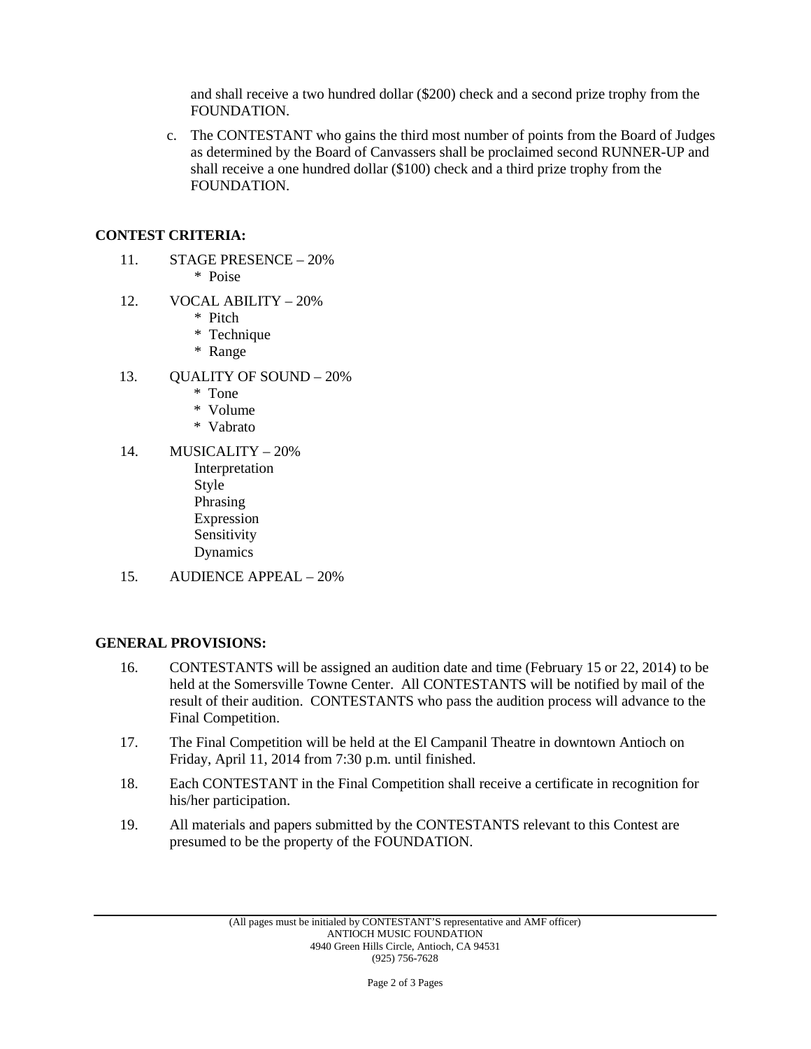and shall receive a two hundred dollar ($200) check and a second prize trophy from the FOUNDATION.

c. The CONTESTANT who gains the third most number of points from the Board of Judges as determined by the Board of Canvassers shall be proclaimed second RUNNER-UP and shall receive a one hundred dollar ($100) check and a third prize trophy from the FOUNDATION.

**CONTEST CRITERIA:**

11. STAGE PRESENCE – 20%
    * Poise
12. VOCAL ABILITY – 20%
    * Pitch
    * Technique
    * Range
13. QUALITY OF SOUND – 20%
    * Tone
    * Volume
    * Vabrato
14. MUSICALITY – 20%
    Interpretation
    Style
    Phrasing
    Expression
    Sensitivity
    Dynamics
15. AUDIENCE APPEAL – 20%

**GENERAL PROVISIONS:**

16. CONTESTANTS will be assigned an audition date and time (February 15 or 22, 2014) to be held at the Somersville Towne Center. All CONTESTANTS will be notified by mail of the result of their audition. CONTESTANTS who pass the audition process will advance to the Final Competition.
17. The Final Competition will be held at the El Campanil Theatre in downtown Antioch on Friday, April 11, 2014 from 7:30 p.m. until finished.
18. Each CONTESTANT in the Final Competition shall receive a certificate in recognition for his/her participation.
19. All materials and papers submitted by the CONTESTANTS relevant to this Contest are presumed to be the property of the FOUNDATION.

(All pages must be initialed by CONTESTANT'S representative and AMF officer)
ANTIOCH MUSIC FOUNDATION
4940 Green Hills Circle, Antioch, CA 94531
(925) 756-7628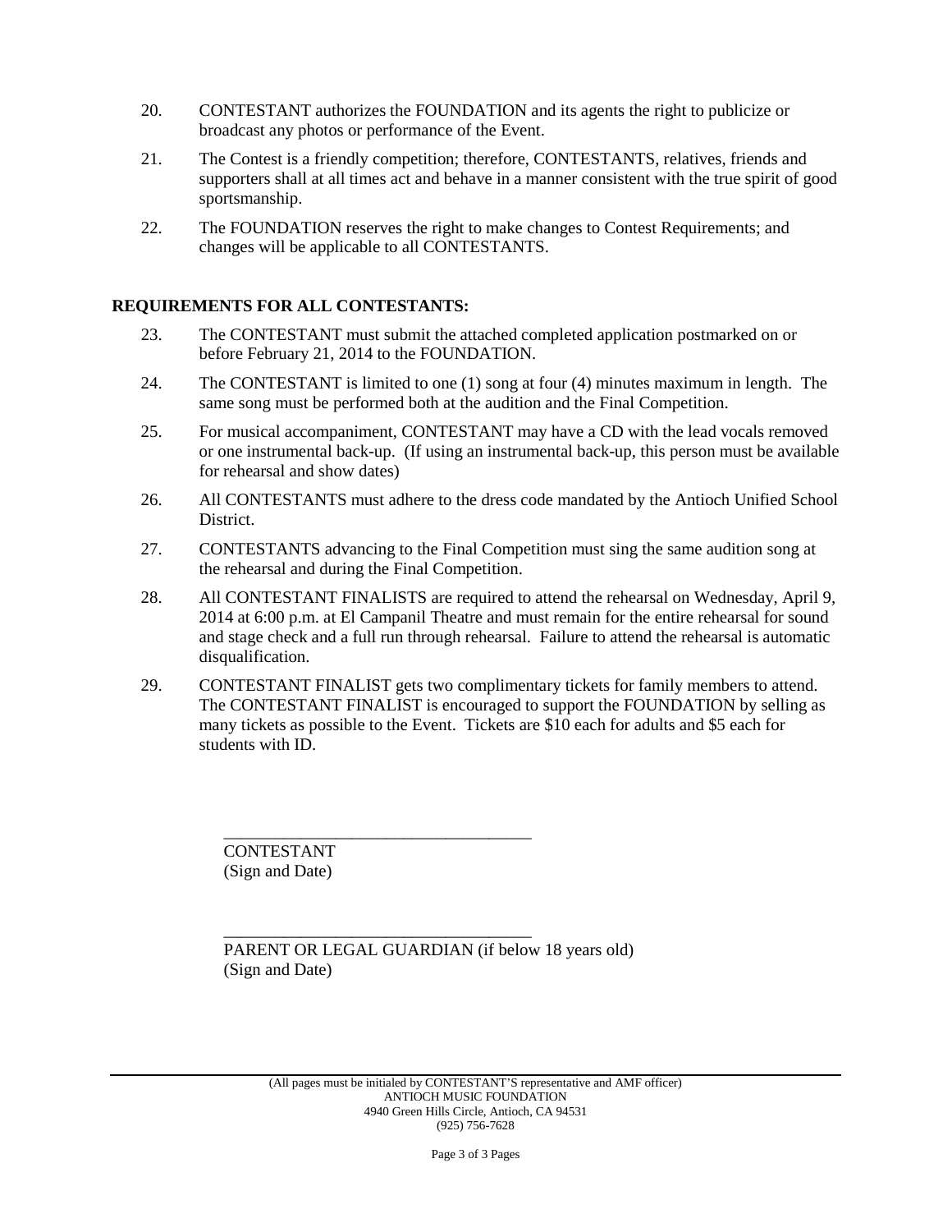20. CONTESTANT authorizes the FOUNDATION and its agents the right to publicize or broadcast any photos or performance of the Event.

21. The Contest is a friendly competition; therefore, CONTESTANTS, relatives, friends and supporters shall at all times act and behave in a manner consistent with the true spirit of good sportsmanship.

22. The FOUNDATION reserves the right to make changes to Contest Requirements; and changes will be applicable to all CONTESTANTS.

**REQUIREMENTS FOR ALL CONTESTANTS:**

23. The CONTESTANT must submit the attached completed application postmarked on or before February 21, 2014 to the FOUNDATION.

24. The CONTESTANT is limited to one (1) song at four (4) minutes maximum in length. The same song must be performed both at the audition and the Final Competition.

25. For musical accompaniment, CONTESTANT may have a CD with the lead vocals removed or one instrumental back-up. (If using an instrumental back-up, this person must be available for rehearsal and show dates)

26. All CONTESTANTS must adhere to the dress code mandated by the Antioch Unified School District.

27. CONTESTANTS advancing to the Final Competition must sing the same audition song at the rehearsal and during the Final Competition.

28. All CONTESTANT FINALISTS are required to attend the rehearsal on Wednesday, April 9, 2014 at 6:00 p.m. at El Campanil Theatre and must remain for the entire rehearsal for sound and stage check and a full run through rehearsal. Failure to attend the rehearsal is automatic disqualification.

29. CONTESTANT FINALIST gets two complimentary tickets for family members to attend. The CONTESTANT FINALIST is encouraged to support the FOUNDATION by selling as many tickets as possible to the Event. Tickets are $10 each for adults and $5 each for students with ID.

\_\_\_\_\_\_\_\_\_\_\_\_\_\_\_\_\_\_\_\_\_\_\_\_\_\_\_\_\_\_\_\_\_\_\_\_\_
CONTESTANT
(Sign and Date)

\_\_\_\_\_\_\_\_\_\_\_\_\_\_\_\_\_\_\_\_\_\_\_\_\_\_\_\_\_\_\_\_\_\_\_\_\_
PARENT OR LEGAL GUARDIAN (if below 18 years old)
(Sign and Date)

(All pages must be initialed by CONTESTANT'S representative and AMF officer)
ANTIOCH MUSIC FOUNDATION
4940 Green Hills Circle, Antioch, CA 94531
(925) 756-7628